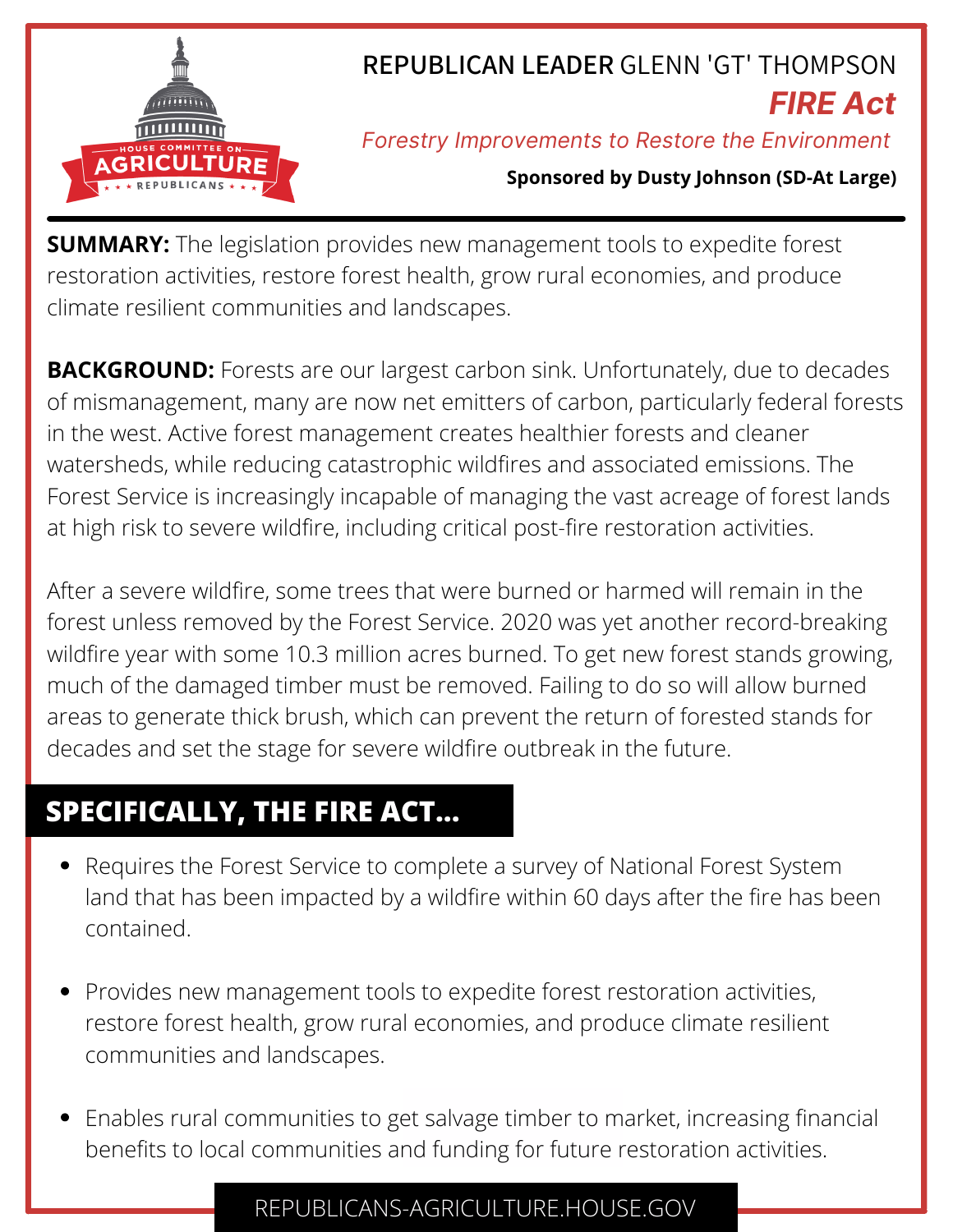HOUSE COMMITTEE ON AGRICULTURE REPUBLICANS

REPUBLICAN LEADER GLENN 'GT' THOMPSON

# *FIRE Act*

*Forestry Improvements to Restore the Environment*

**Sponsored by Dusty Johnson (SD-At Large)**

---

**SUMMARY:** The legislation provides new management tools to expedite forest restoration activities, restore forest health, grow rural economies, and produce climate resilient communities and landscapes.

**BACKGROUND:** Forests are our largest carbon sink. Unfortunately, due to decades of mismanagement, many are now net emitters of carbon, particularly federal forests in the west. Active forest management creates healthier forests and cleaner watersheds, while reducing catastrophic wildfires and associated emissions. The Forest Service is increasingly incapable of managing the vast acreage of forest lands at high risk to severe wildfire, including critical post-fire restoration activities.

After a severe wildfire, some trees that were burned or harmed will remain in the forest unless removed by the Forest Service. 2020 was yet another record-breaking wildfire year with some 10.3 million acres burned. To get new forest stands growing, much of the damaged timber must be removed. Failing to do so will allow burned areas to generate thick brush, which can prevent the return of forested stands for decades and set the stage for severe wildfire outbreak in the future.

## SPECIFICALLY, THE FIRE ACT...

- Requires the Forest Service to complete a survey of National Forest System land that has been impacted by a wildfire within 60 days after the fire has been contained.
- Provides new management tools to expedite forest restoration activities, restore forest health, grow rural economies, and produce climate resilient communities and landscapes.
- Enables rural communities to get salvage timber to market, increasing financial benefits to local communities and funding for future restoration activities.

REPUBLICANS-AGRICULTURE.HOUSE.GOV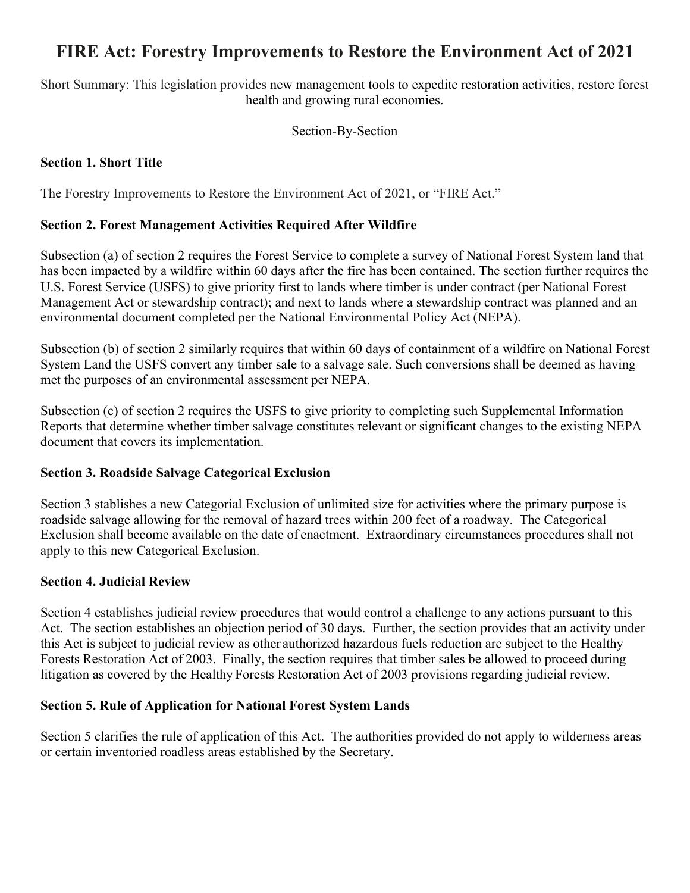# FIRE Act: Forestry Improvements to Restore the Environment Act of 2021

Short Summary: This legislation provides new management tools to expedite restoration activities, restore forest health and growing rural economies.

Section-By-Section

**Section 1. Short Title**

The Forestry Improvements to Restore the Environment Act of 2021, or "FIRE Act."

**Section 2. Forest Management Activities Required After Wildfire**

Subsection (a) of section 2 requires the Forest Service to complete a survey of National Forest System land that has been impacted by a wildfire within 60 days after the fire has been contained. The section further requires the U.S. Forest Service (USFS) to give priority first to lands where timber is under contract (per National Forest Management Act or stewardship contract); and next to lands where a stewardship contract was planned and an environmental document completed per the National Environmental Policy Act (NEPA).

Subsection (b) of section 2 similarly requires that within 60 days of containment of a wildfire on National Forest System Land the USFS convert any timber sale to a salvage sale. Such conversions shall be deemed as having met the purposes of an environmental assessment per NEPA.

Subsection (c) of section 2 requires the USFS to give priority to completing such Supplemental Information Reports that determine whether timber salvage constitutes relevant or significant changes to the existing NEPA document that covers its implementation.

**Section 3. Roadside Salvage Categorical Exclusion**

Section 3 stablishes a new Categorial Exclusion of unlimited size for activities where the primary purpose is roadside salvage allowing for the removal of hazard trees within 200 feet of a roadway. The Categorical Exclusion shall become available on the date of enactment. Extraordinary circumstances procedures shall not apply to this new Categorical Exclusion.

**Section 4. Judicial Review**

Section 4 establishes judicial review procedures that would control a challenge to any actions pursuant to this Act. The section establishes an objection period of 30 days. Further, the section provides that an activity under this Act is subject to judicial review as other authorized hazardous fuels reduction are subject to the Healthy Forests Restoration Act of 2003. Finally, the section requires that timber sales be allowed to proceed during litigation as covered by the Healthy Forests Restoration Act of 2003 provisions regarding judicial review.

**Section 5. Rule of Application for National Forest System Lands**

Section 5 clarifies the rule of application of this Act. The authorities provided do not apply to wilderness areas or certain inventoried roadless areas established by the Secretary.